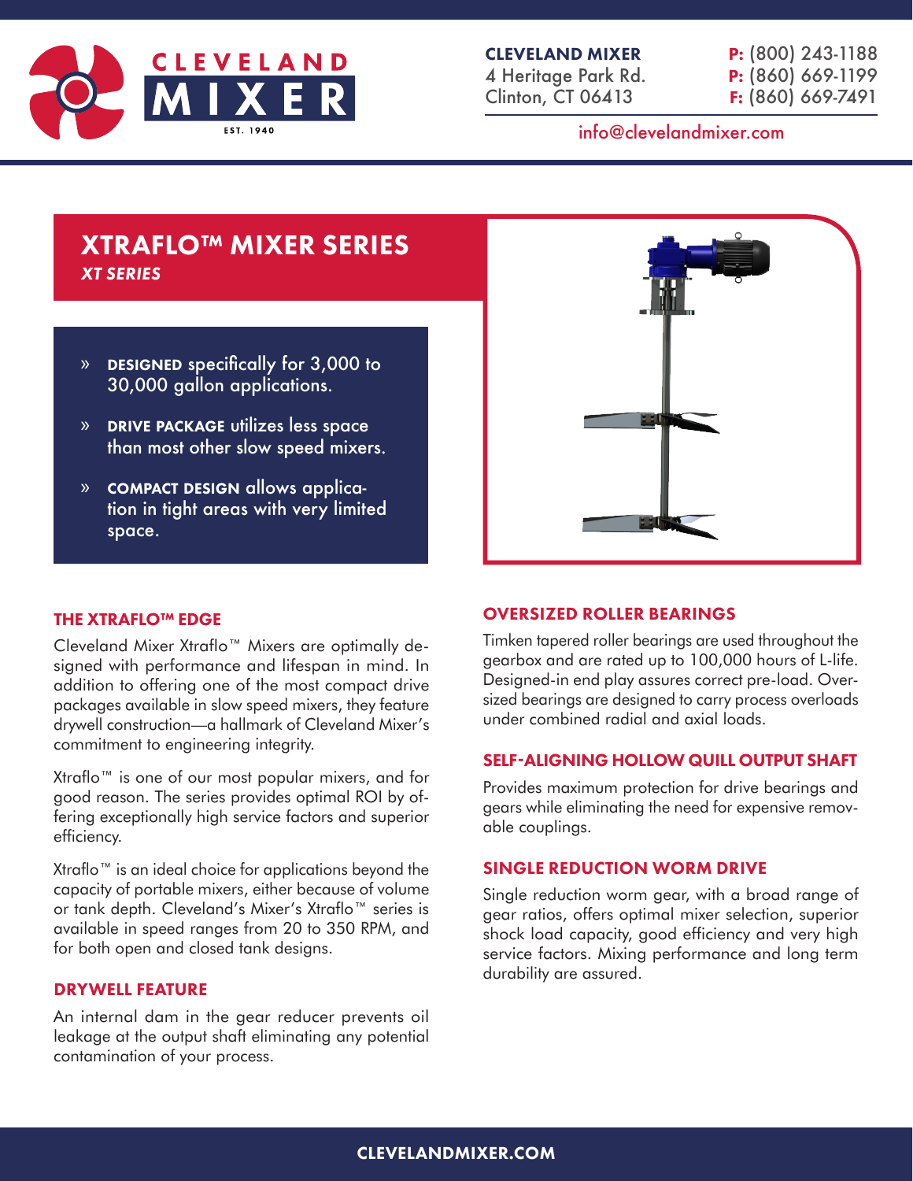CLEVELAND MIXER
4 Heritage Park Rd.
Clinton, CT 06413

**P:** (800) 243-1188
**P:** (860) 669-1199
**F:** (860) 669-7491

info@clevelandmixer.com

# XTRAFLO™ MIXER SERIES

***XT SERIES***

- **DESIGNED** specifically for 3,000 to 30,000 gallon applications.
- **DRIVE PACKAGE** utilizes less space than most other slow speed mixers.
- **COMPACT DESIGN** allows application in tight areas with very limited space.

## THE XTRAFLO™ EDGE

Cleveland Mixer Xtraflo™ Mixers are optimally designed with performance and lifespan in mind. In addition to offering one of the most compact drive packages available in slow speed mixers, they feature drywell construction—a hallmark of Cleveland Mixer's commitment to engineering integrity.

Xtraflo™ is one of our most popular mixers, and for good reason. The series provides optimal ROI by offering exceptionally high service factors and superior efficiency.

Xtraflo™ is an ideal choice for applications beyond the capacity of portable mixers, either because of volume or tank depth. Cleveland's Mixer's Xtraflo™ series is available in speed ranges from 20 to 350 RPM, and for both open and closed tank designs.

## DRYWELL FEATURE

An internal dam in the gear reducer prevents oil leakage at the output shaft eliminating any potential contamination of your process.

## OVERSIZED ROLLER BEARINGS

Timken tapered roller bearings are used throughout the gearbox and are rated up to 100,000 hours of L-life. Designed-in end play assures correct pre-load. Oversized bearings are designed to carry process overloads under combined radial and axial loads.

## SELF-ALIGNING HOLLOW QUILL OUTPUT SHAFT

Provides maximum protection for drive bearings and gears while eliminating the need for expensive removable couplings.

## SINGLE REDUCTION WORM DRIVE

Single reduction worm gear, with a broad range of gear ratios, offers optimal mixer selection, superior shock load capacity, good efficiency and very high service factors. Mixing performance and long term durability are assured.

CLEVELANDMIXER.COM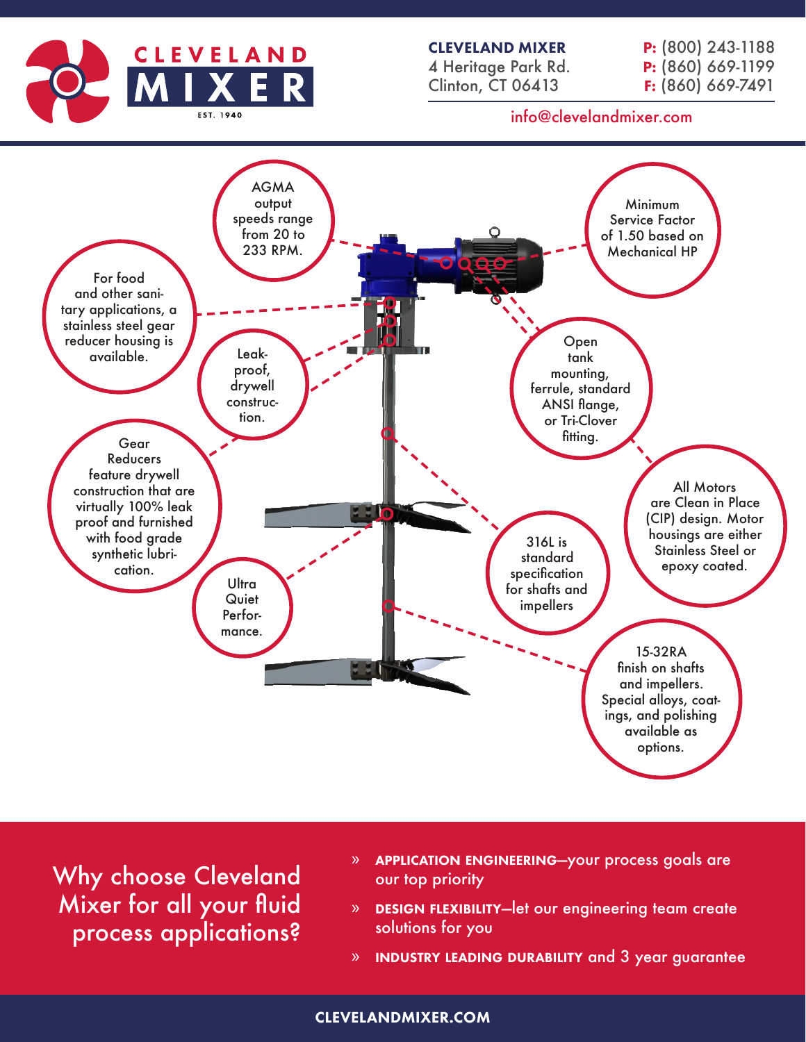**CLEVELAND MIXER**
EST. 1940

**CLEVELAND MIXER**
4 Heritage Park Rd.
Clinton, CT 06413

**P:** (800) 243-1188
**P:** (860) 669-1199
**F:** (860) 669-7491

info@clevelandmixer.com

AGMA output speeds range from 20 to 233 RPM.

Minimum Service Factor of 1.50 based on Mechanical HP

For food and other sanitary applications, a stainless steel gear reducer housing is available.

Leak-proof, drywell construction.

Open tank mounting, ferrule, standard ANSI flange, or Tri-Clover fitting.

Gear Reducers feature drywell construction that are virtually 100% leak proof and furnished with food grade synthetic lubrication.

All Motors are Clean in Place (CIP) design. Motor housings are either Stainless Steel or epoxy coated.

316L is standard specification for shafts and impellers

Ultra Quiet Performance.

15-32RA finish on shafts and impellers. Special alloys, coatings, and polishing available as options.

## Why choose Cleveland Mixer for all your fluid process applications?

- **APPLICATION ENGINEERING**—your process goals are our top priority
- **DESIGN FLEXIBILITY**—let our engineering team create solutions for you
- **INDUSTRY LEADING DURABILITY** and 3 year guarantee

**CLEVELANDMIXER.COM**